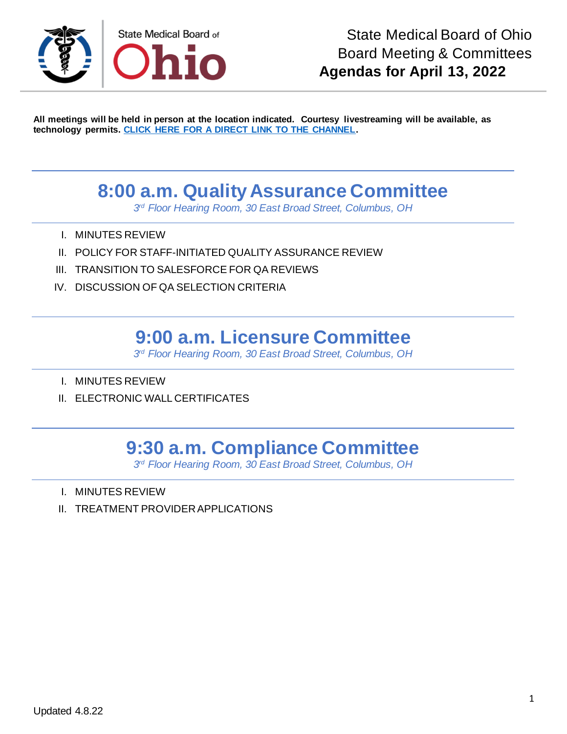State Medical Board of Ohio

# State Medical Board of Ohio
## Board Meeting & Committees
## Agendas for April 13, 2022

**All meetings will be held in person at the location indicated. Courtesy livestreaming will be available, as technology permits. [CLICK HERE FOR A DIRECT LINK TO THE CHANNEL](#).**

## 8:00 a.m. Quality Assurance Committee

*3rd Floor Hearing Room, 30 East Broad Street, Columbus, OH*

I. MINUTES REVIEW

II. POLICY FOR STAFF-INITIATED QUALITY ASSURANCE REVIEW

III. TRANSITION TO SALESFORCE FOR QA REVIEWS

IV. DISCUSSION OF QA SELECTION CRITERIA

## 9:00 a.m. Licensure Committee

*3rd Floor Hearing Room, 30 East Broad Street, Columbus, OH*

I. MINUTES REVIEW

II. ELECTRONIC WALL CERTIFICATES

## 9:30 a.m. Compliance Committee

*3rd Floor Hearing Room, 30 East Broad Street, Columbus, OH*

I. MINUTES REVIEW

II. TREATMENT PROVIDER APPLICATIONS

Updated 4.8.22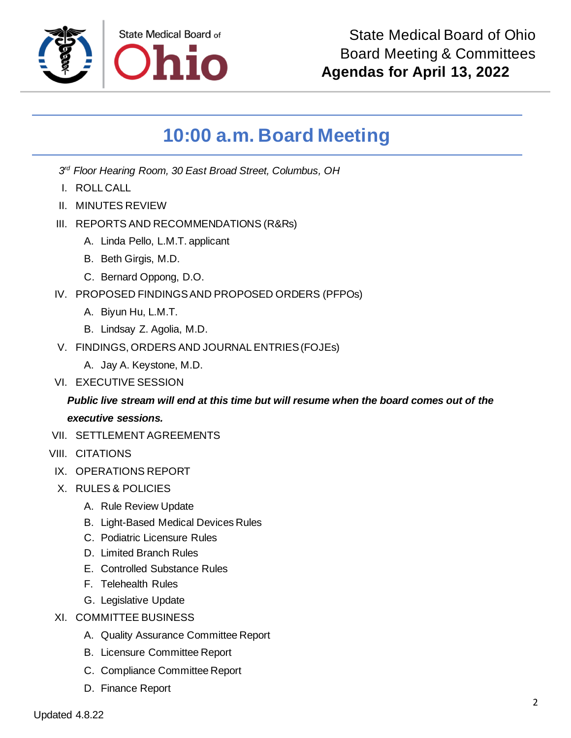# 10:00 a.m. Board Meeting

*3rd Floor Hearing Room, 30 East Broad Street, Columbus, OH*

I. ROLL CALL

II. MINUTES REVIEW

III. REPORTS AND RECOMMENDATIONS (R&Rs)

   A. Linda Pello, L.M.T. applicant

   B. Beth Girgis, M.D.

   C. Bernard Oppong, D.O.

IV. PROPOSED FINDINGS AND PROPOSED ORDERS (PFPOs)

   A. Biyun Hu, L.M.T.

   B. Lindsay Z. Agolia, M.D.

V. FINDINGS, ORDERS AND JOURNAL ENTRIES (FOJEs)

   A. Jay A. Keystone, M.D.

VI. EXECUTIVE SESSION

***Public live stream will end at this time but will resume when the board comes out of the executive sessions.***

VII. SETTLEMENT AGREEMENTS

VIII. CITATIONS

IX. OPERATIONS REPORT

X. RULES & POLICIES

   A. Rule Review Update

   B. Light-Based Medical Devices Rules

   C. Podiatric Licensure Rules

   D. Limited Branch Rules

   E. Controlled Substance Rules

   F. Telehealth Rules

   G. Legislative Update

XI. COMMITTEE BUSINESS

   A. Quality Assurance Committee Report

   B. Licensure Committee Report

   C. Compliance Committee Report

   D. Finance Report

Updated 4.8.22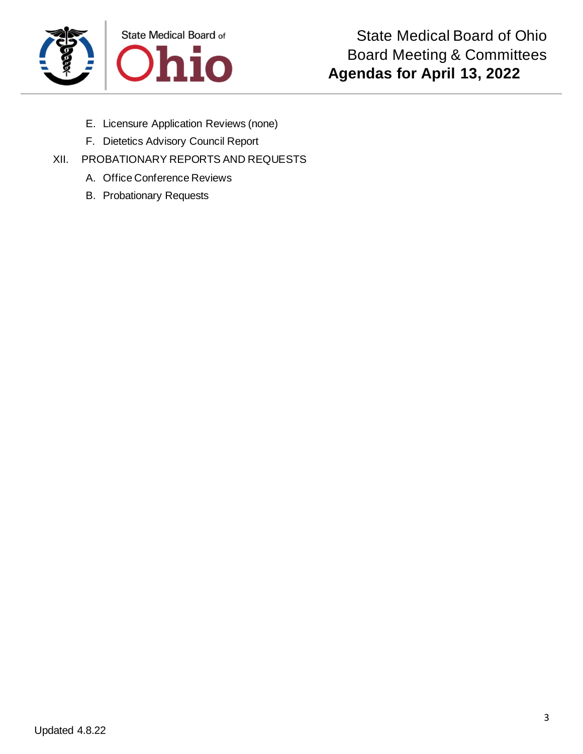E. Licensure Application Reviews (none)

F. Dietetics Advisory Council Report

XII. PROBATIONARY REPORTS AND REQUESTS

A. Office Conference Reviews

B. Probationary Requests